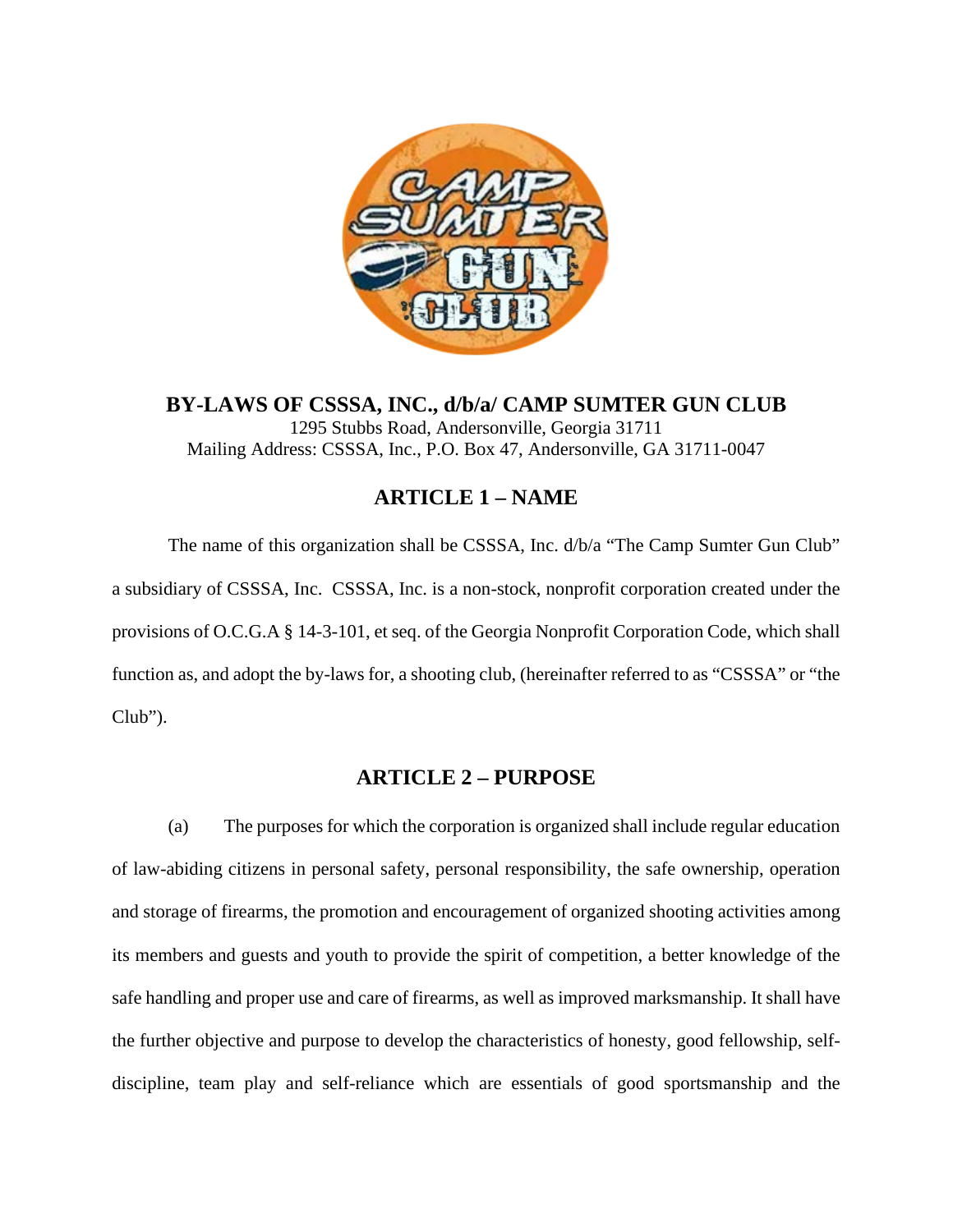# BY-LAWS OF CSSSA, INC., d/b/a/ CAMP SUMTER GUN CLUB

1295 Stubbs Road, Andersonville, Georgia 31711
Mailing Address: CSSSA, Inc., P.O. Box 47, Andersonville, GA 31711-0047

## ARTICLE 1 – NAME

The name of this organization shall be CSSSA, Inc. d/b/a "The Camp Sumter Gun Club" a subsidiary of CSSSA, Inc. CSSSA, Inc. is a non-stock, nonprofit corporation created under the provisions of O.C.G.A § 14-3-101, et seq. of the Georgia Nonprofit Corporation Code, which shall function as, and adopt the by-laws for, a shooting club, (hereinafter referred to as "CSSSA" or "the Club").

## ARTICLE 2 – PURPOSE

(a) The purposes for which the corporation is organized shall include regular education of law-abiding citizens in personal safety, personal responsibility, the safe ownership, operation and storage of firearms, the promotion and encouragement of organized shooting activities among its members and guests and youth to provide the spirit of competition, a better knowledge of the safe handling and proper use and care of firearms, as well as improved marksmanship. It shall have the further objective and purpose to develop the characteristics of honesty, good fellowship, self-discipline, team play and self-reliance which are essentials of good sportsmanship and the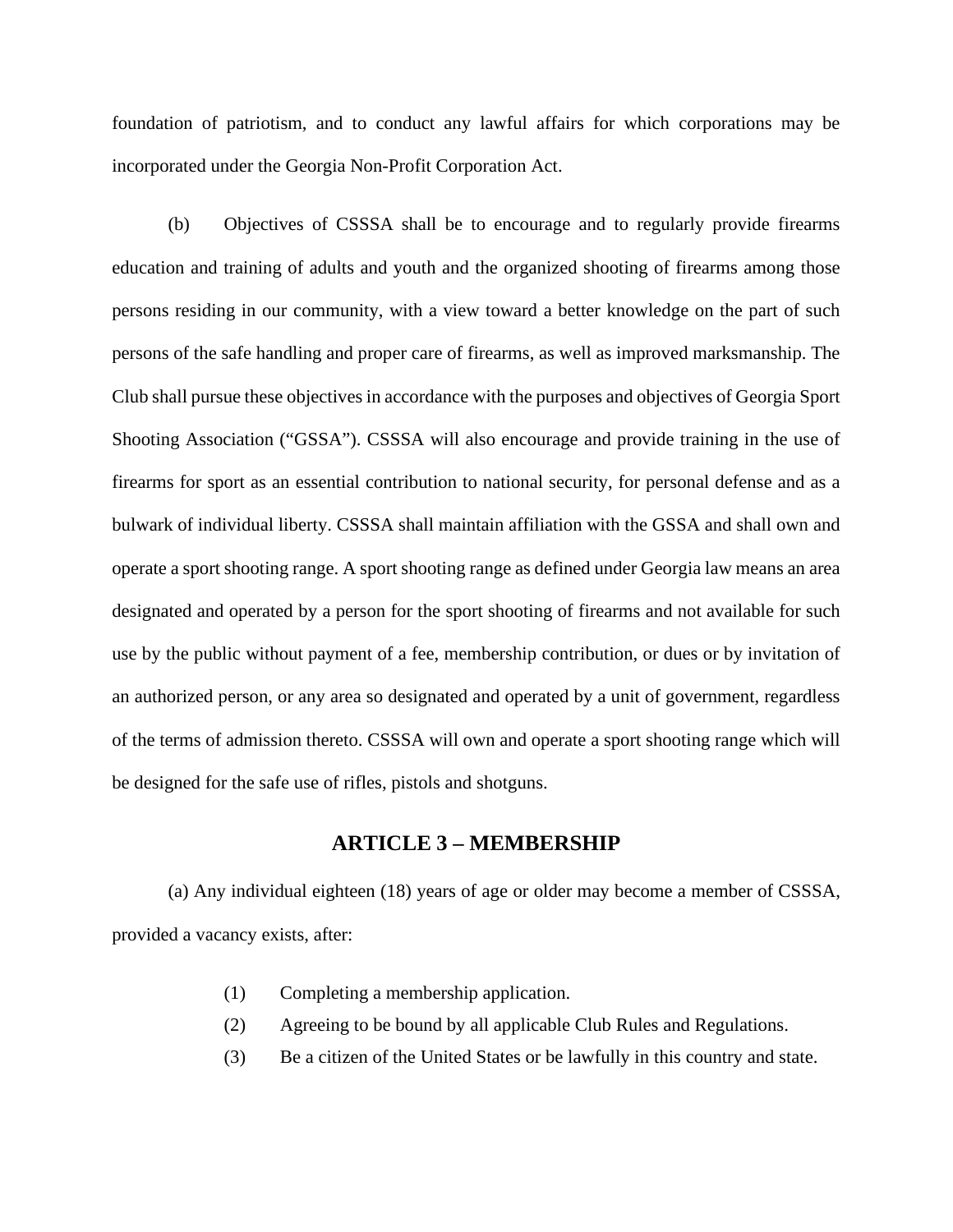foundation of patriotism, and to conduct any lawful affairs for which corporations may be incorporated under the Georgia Non-Profit Corporation Act.

(b) Objectives of CSSSA shall be to encourage and to regularly provide firearms education and training of adults and youth and the organized shooting of firearms among those persons residing in our community, with a view toward a better knowledge on the part of such persons of the safe handling and proper care of firearms, as well as improved marksmanship. The Club shall pursue these objectives in accordance with the purposes and objectives of Georgia Sport Shooting Association ("GSSA"). CSSSA will also encourage and provide training in the use of firearms for sport as an essential contribution to national security, for personal defense and as a bulwark of individual liberty. CSSSA shall maintain affiliation with the GSSA and shall own and operate a sport shooting range. A sport shooting range as defined under Georgia law means an area designated and operated by a person for the sport shooting of firearms and not available for such use by the public without payment of a fee, membership contribution, or dues or by invitation of an authorized person, or any area so designated and operated by a unit of government, regardless of the terms of admission thereto. CSSSA will own and operate a sport shooting range which will be designed for the safe use of rifles, pistols and shotguns.

## ARTICLE 3 – MEMBERSHIP

(a) Any individual eighteen (18) years of age or older may become a member of CSSSA, provided a vacancy exists, after:

(1) Completing a membership application.

(2) Agreeing to be bound by all applicable Club Rules and Regulations.

(3) Be a citizen of the United States or be lawfully in this country and state.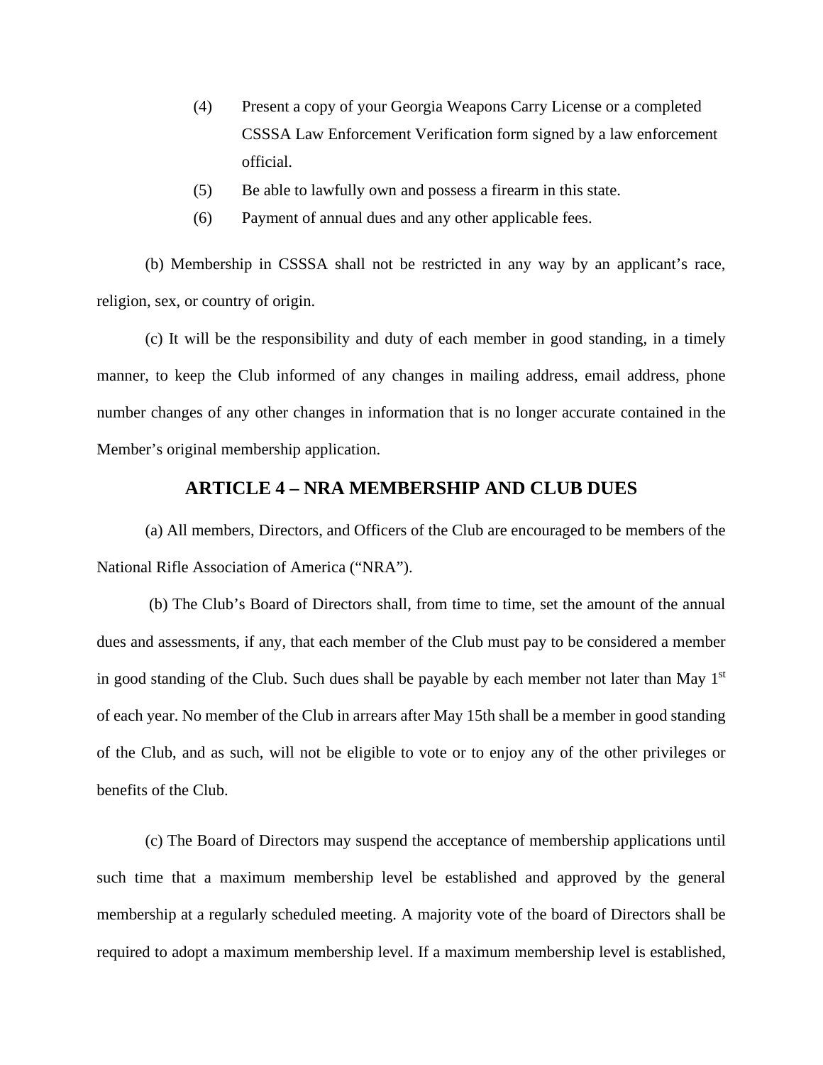(4) Present a copy of your Georgia Weapons Carry License or a completed CSSSA Law Enforcement Verification form signed by a law enforcement official.

(5) Be able to lawfully own and possess a firearm in this state.

(6) Payment of annual dues and any other applicable fees.

(b) Membership in CSSSA shall not be restricted in any way by an applicant's race, religion, sex, or country of origin.

(c) It will be the responsibility and duty of each member in good standing, in a timely manner, to keep the Club informed of any changes in mailing address, email address, phone number changes of any other changes in information that is no longer accurate contained in the Member's original membership application.

## ARTICLE 4 – NRA MEMBERSHIP AND CLUB DUES

(a) All members, Directors, and Officers of the Club are encouraged to be members of the National Rifle Association of America ("NRA").

(b) The Club's Board of Directors shall, from time to time, set the amount of the annual dues and assessments, if any, that each member of the Club must pay to be considered a member in good standing of the Club. Such dues shall be payable by each member not later than May 1st of each year. No member of the Club in arrears after May 15th shall be a member in good standing of the Club, and as such, will not be eligible to vote or to enjoy any of the other privileges or benefits of the Club.

(c) The Board of Directors may suspend the acceptance of membership applications until such time that a maximum membership level be established and approved by the general membership at a regularly scheduled meeting. A majority vote of the board of Directors shall be required to adopt a maximum membership level. If a maximum membership level is established,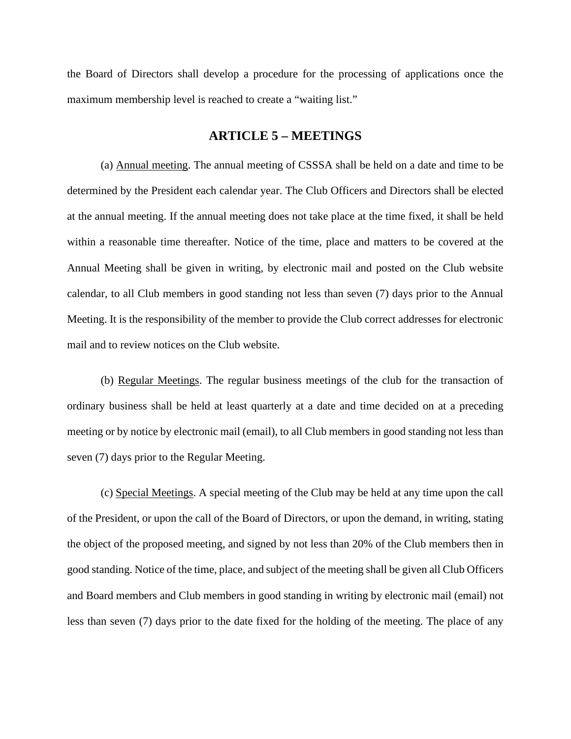the Board of Directors shall develop a procedure for the processing of applications once the maximum membership level is reached to create a "waiting list."

## ARTICLE 5 – MEETINGS

(a) Annual meeting. The annual meeting of CSSSA shall be held on a date and time to be determined by the President each calendar year. The Club Officers and Directors shall be elected at the annual meeting. If the annual meeting does not take place at the time fixed, it shall be held within a reasonable time thereafter. Notice of the time, place and matters to be covered at the Annual Meeting shall be given in writing, by electronic mail and posted on the Club website calendar, to all Club members in good standing not less than seven (7) days prior to the Annual Meeting. It is the responsibility of the member to provide the Club correct addresses for electronic mail and to review notices on the Club website.

(b) Regular Meetings. The regular business meetings of the club for the transaction of ordinary business shall be held at least quarterly at a date and time decided on at a preceding meeting or by notice by electronic mail (email), to all Club members in good standing not less than seven (7) days prior to the Regular Meeting.

(c) Special Meetings. A special meeting of the Club may be held at any time upon the call of the President, or upon the call of the Board of Directors, or upon the demand, in writing, stating the object of the proposed meeting, and signed by not less than 20% of the Club members then in good standing. Notice of the time, place, and subject of the meeting shall be given all Club Officers and Board members and Club members in good standing in writing by electronic mail (email) not less than seven (7) days prior to the date fixed for the holding of the meeting. The place of any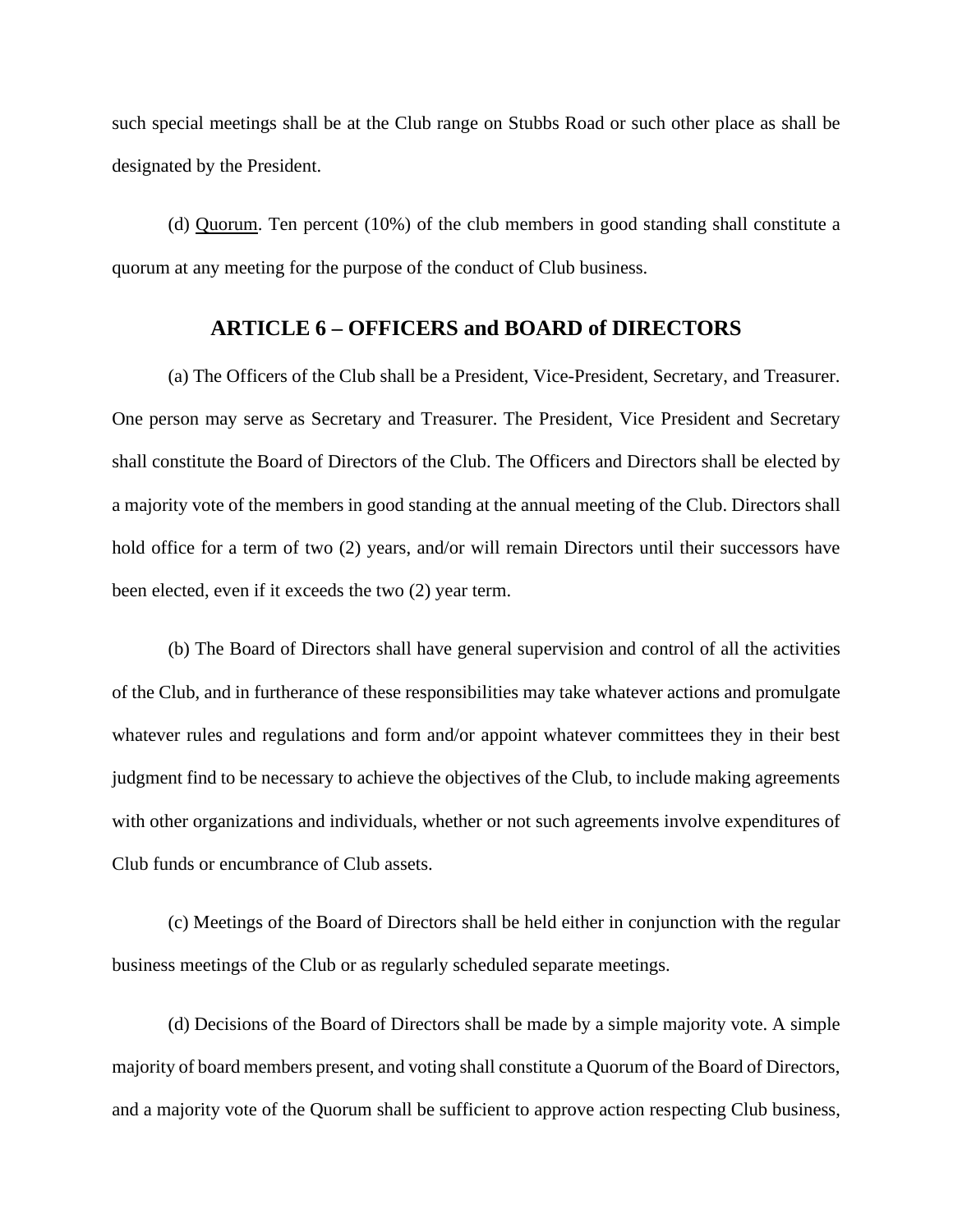such special meetings shall be at the Club range on Stubbs Road or such other place as shall be designated by the President.

(d) Quorum. Ten percent (10%) of the club members in good standing shall constitute a quorum at any meeting for the purpose of the conduct of Club business.

## ARTICLE 6 – OFFICERS and BOARD of DIRECTORS

(a) The Officers of the Club shall be a President, Vice-President, Secretary, and Treasurer. One person may serve as Secretary and Treasurer. The President, Vice President and Secretary shall constitute the Board of Directors of the Club. The Officers and Directors shall be elected by a majority vote of the members in good standing at the annual meeting of the Club. Directors shall hold office for a term of two (2) years, and/or will remain Directors until their successors have been elected, even if it exceeds the two (2) year term.

(b) The Board of Directors shall have general supervision and control of all the activities of the Club, and in furtherance of these responsibilities may take whatever actions and promulgate whatever rules and regulations and form and/or appoint whatever committees they in their best judgment find to be necessary to achieve the objectives of the Club, to include making agreements with other organizations and individuals, whether or not such agreements involve expenditures of Club funds or encumbrance of Club assets.

(c) Meetings of the Board of Directors shall be held either in conjunction with the regular business meetings of the Club or as regularly scheduled separate meetings.

(d) Decisions of the Board of Directors shall be made by a simple majority vote. A simple majority of board members present, and voting shall constitute a Quorum of the Board of Directors, and a majority vote of the Quorum shall be sufficient to approve action respecting Club business,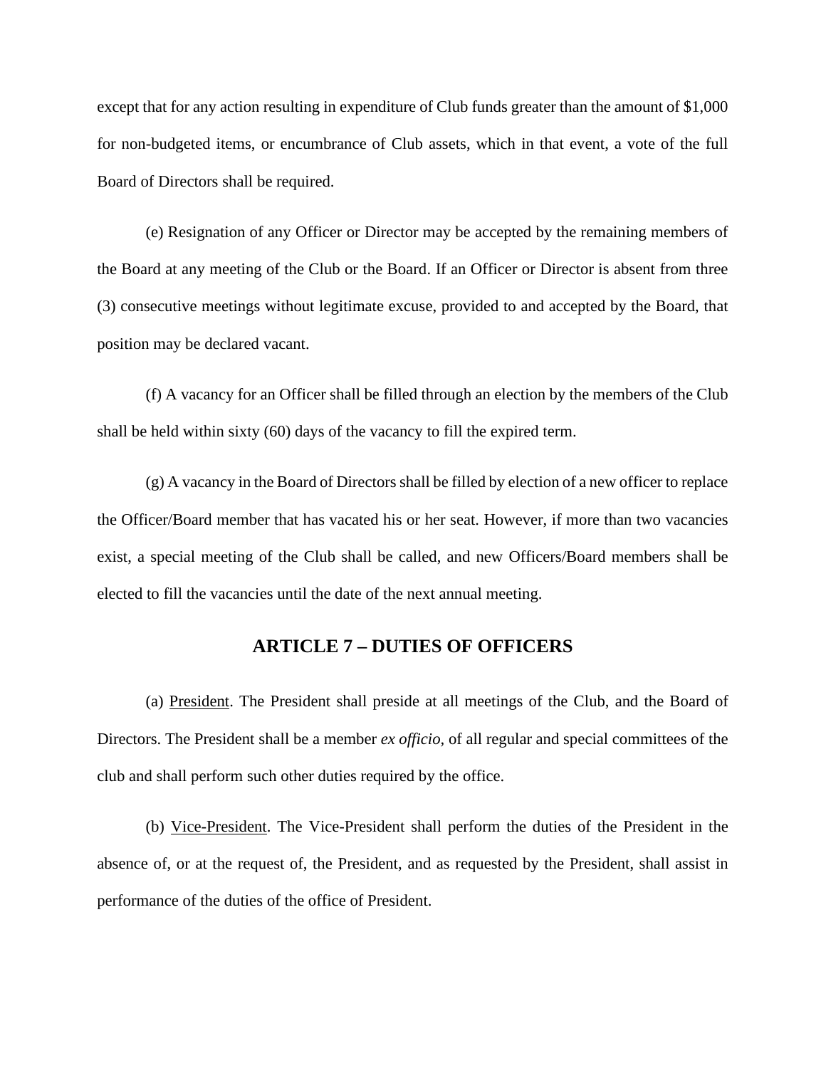except that for any action resulting in expenditure of Club funds greater than the amount of $1,000 for non-budgeted items, or encumbrance of Club assets, which in that event, a vote of the full Board of Directors shall be required.

(e) Resignation of any Officer or Director may be accepted by the remaining members of the Board at any meeting of the Club or the Board. If an Officer or Director is absent from three (3) consecutive meetings without legitimate excuse, provided to and accepted by the Board, that position may be declared vacant.

(f) A vacancy for an Officer shall be filled through an election by the members of the Club shall be held within sixty (60) days of the vacancy to fill the expired term.

(g) A vacancy in the Board of Directors shall be filled by election of a new officer to replace the Officer/Board member that has vacated his or her seat. However, if more than two vacancies exist, a special meeting of the Club shall be called, and new Officers/Board members shall be elected to fill the vacancies until the date of the next annual meeting.

## ARTICLE 7 – DUTIES OF OFFICERS

(a) <u>President</u>. The President shall preside at all meetings of the Club, and the Board of Directors. The President shall be a member *ex officio*, of all regular and special committees of the club and shall perform such other duties required by the office.

(b) <u>Vice-President</u>. The Vice-President shall perform the duties of the President in the absence of, or at the request of, the President, and as requested by the President, shall assist in performance of the duties of the office of President.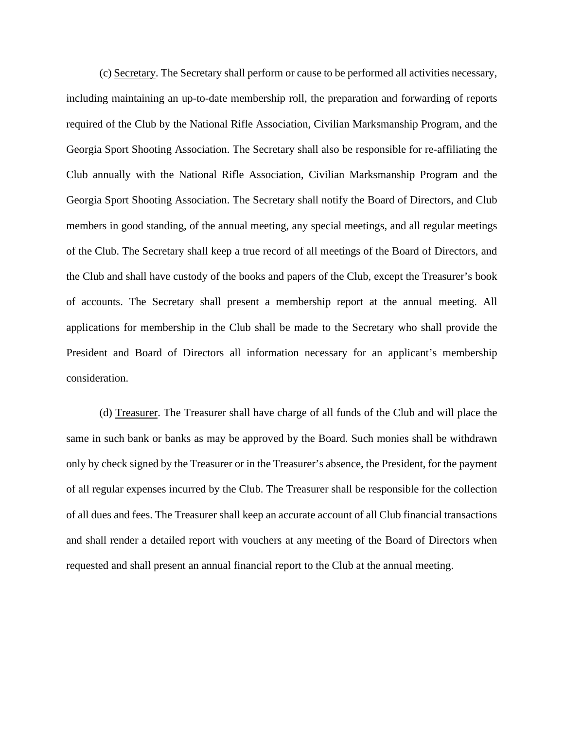(c) Secretary. The Secretary shall perform or cause to be performed all activities necessary, including maintaining an up-to-date membership roll, the preparation and forwarding of reports required of the Club by the National Rifle Association, Civilian Marksmanship Program, and the Georgia Sport Shooting Association. The Secretary shall also be responsible for re-affiliating the Club annually with the National Rifle Association, Civilian Marksmanship Program and the Georgia Sport Shooting Association. The Secretary shall notify the Board of Directors, and Club members in good standing, of the annual meeting, any special meetings, and all regular meetings of the Club. The Secretary shall keep a true record of all meetings of the Board of Directors, and the Club and shall have custody of the books and papers of the Club, except the Treasurer's book of accounts. The Secretary shall present a membership report at the annual meeting. All applications for membership in the Club shall be made to the Secretary who shall provide the President and Board of Directors all information necessary for an applicant's membership consideration.

(d) Treasurer. The Treasurer shall have charge of all funds of the Club and will place the same in such bank or banks as may be approved by the Board. Such monies shall be withdrawn only by check signed by the Treasurer or in the Treasurer's absence, the President, for the payment of all regular expenses incurred by the Club. The Treasurer shall be responsible for the collection of all dues and fees. The Treasurer shall keep an accurate account of all Club financial transactions and shall render a detailed report with vouchers at any meeting of the Board of Directors when requested and shall present an annual financial report to the Club at the annual meeting.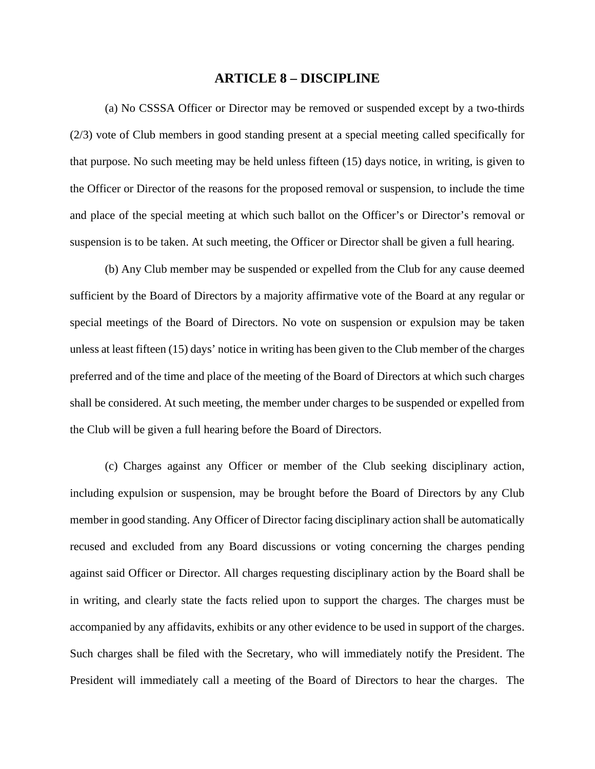# ARTICLE 8 – DISCIPLINE

(a) No CSSSA Officer or Director may be removed or suspended except by a two-thirds (2/3) vote of Club members in good standing present at a special meeting called specifically for that purpose. No such meeting may be held unless fifteen (15) days notice, in writing, is given to the Officer or Director of the reasons for the proposed removal or suspension, to include the time and place of the special meeting at which such ballot on the Officer's or Director's removal or suspension is to be taken. At such meeting, the Officer or Director shall be given a full hearing.

(b) Any Club member may be suspended or expelled from the Club for any cause deemed sufficient by the Board of Directors by a majority affirmative vote of the Board at any regular or special meetings of the Board of Directors. No vote on suspension or expulsion may be taken unless at least fifteen (15) days' notice in writing has been given to the Club member of the charges preferred and of the time and place of the meeting of the Board of Directors at which such charges shall be considered. At such meeting, the member under charges to be suspended or expelled from the Club will be given a full hearing before the Board of Directors.

(c) Charges against any Officer or member of the Club seeking disciplinary action, including expulsion or suspension, may be brought before the Board of Directors by any Club member in good standing. Any Officer of Director facing disciplinary action shall be automatically recused and excluded from any Board discussions or voting concerning the charges pending against said Officer or Director. All charges requesting disciplinary action by the Board shall be in writing, and clearly state the facts relied upon to support the charges. The charges must be accompanied by any affidavits, exhibits or any other evidence to be used in support of the charges. Such charges shall be filed with the Secretary, who will immediately notify the President. The President will immediately call a meeting of the Board of Directors to hear the charges. The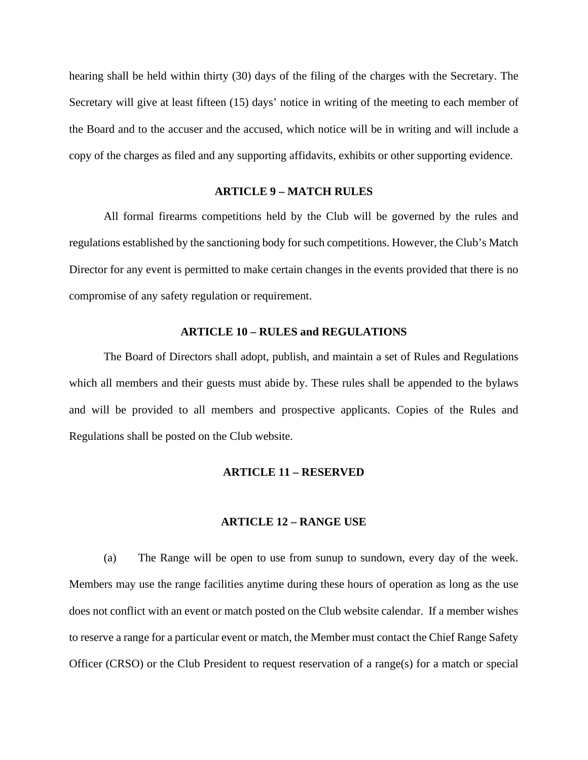hearing shall be held within thirty (30) days of the filing of the charges with the Secretary. The Secretary will give at least fifteen (15) days' notice in writing of the meeting to each member of the Board and to the accuser and the accused, which notice will be in writing and will include a copy of the charges as filed and any supporting affidavits, exhibits or other supporting evidence.

## ARTICLE 9 – MATCH RULES

All formal firearms competitions held by the Club will be governed by the rules and regulations established by the sanctioning body for such competitions. However, the Club's Match Director for any event is permitted to make certain changes in the events provided that there is no compromise of any safety regulation or requirement.

## ARTICLE 10 – RULES and REGULATIONS

The Board of Directors shall adopt, publish, and maintain a set of Rules and Regulations which all members and their guests must abide by. These rules shall be appended to the bylaws and will be provided to all members and prospective applicants. Copies of the Rules and Regulations shall be posted on the Club website.

## ARTICLE 11 – RESERVED

## ARTICLE 12 – RANGE USE

(a) The Range will be open to use from sunup to sundown, every day of the week. Members may use the range facilities anytime during these hours of operation as long as the use does not conflict with an event or match posted on the Club website calendar. If a member wishes to reserve a range for a particular event or match, the Member must contact the Chief Range Safety Officer (CRSO) or the Club President to request reservation of a range(s) for a match or special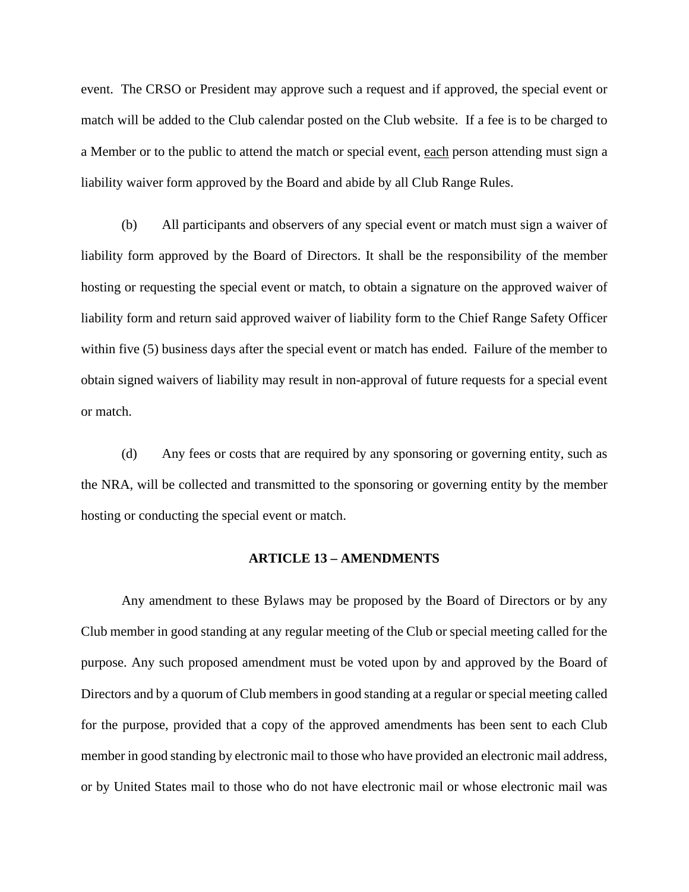event. The CRSO or President may approve such a request and if approved, the special event or match will be added to the Club calendar posted on the Club website. If a fee is to be charged to a Member or to the public to attend the match or special event, <u>each</u> person attending must sign a liability waiver form approved by the Board and abide by all Club Range Rules.

(b) All participants and observers of any special event or match must sign a waiver of liability form approved by the Board of Directors. It shall be the responsibility of the member hosting or requesting the special event or match, to obtain a signature on the approved waiver of liability form and return said approved waiver of liability form to the Chief Range Safety Officer within five (5) business days after the special event or match has ended. Failure of the member to obtain signed waivers of liability may result in non-approval of future requests for a special event or match.

(d) Any fees or costs that are required by any sponsoring or governing entity, such as the NRA, will be collected and transmitted to the sponsoring or governing entity by the member hosting or conducting the special event or match.

## ARTICLE 13 – AMENDMENTS

Any amendment to these Bylaws may be proposed by the Board of Directors or by any Club member in good standing at any regular meeting of the Club or special meeting called for the purpose. Any such proposed amendment must be voted upon by and approved by the Board of Directors and by a quorum of Club members in good standing at a regular or special meeting called for the purpose, provided that a copy of the approved amendments has been sent to each Club member in good standing by electronic mail to those who have provided an electronic mail address, or by United States mail to those who do not have electronic mail or whose electronic mail was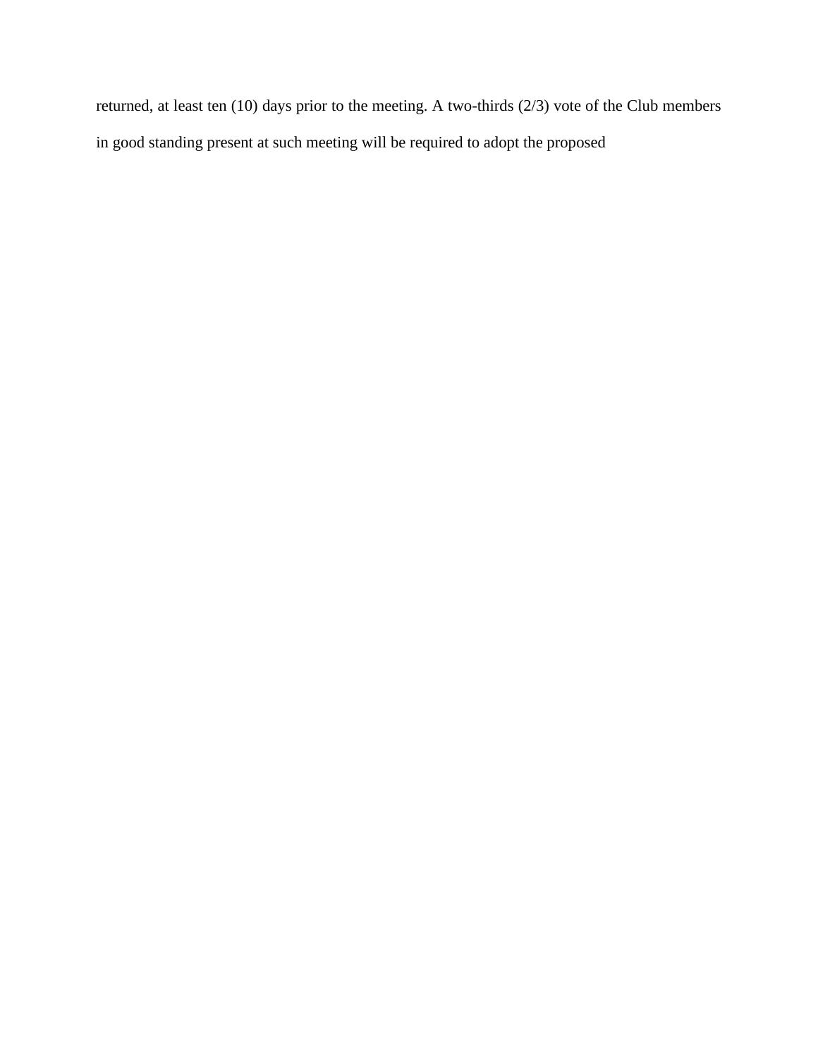returned, at least ten (10) days prior to the meeting. A two-thirds (2/3) vote of the Club members in good standing present at such meeting will be required to adopt the proposed